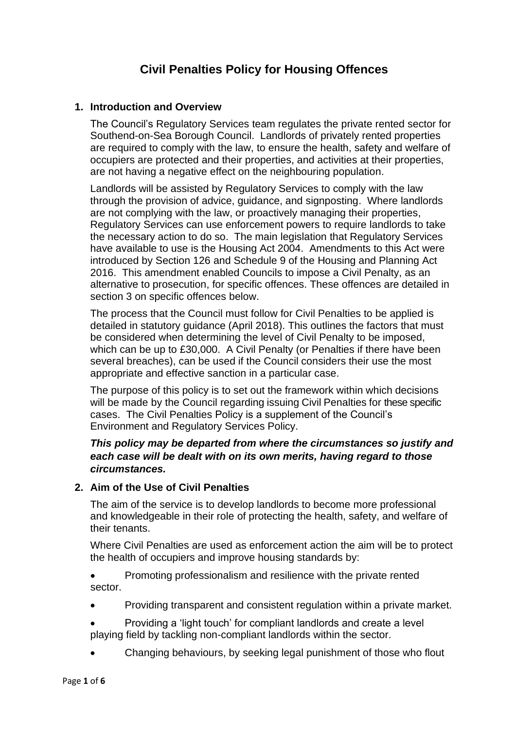# Civil Penalties Policy for Housing Offences

## 1. Introduction and Overview

The Council's Regulatory Services team regulates the private rented sector for Southend-on-Sea Borough Council. Landlords of privately rented properties are required to comply with the law, to ensure the health, safety and welfare of occupiers are protected and their properties, and activities at their properties, are not having a negative effect on the neighbouring population.

Landlords will be assisted by Regulatory Services to comply with the law through the provision of advice, guidance, and signposting. Where landlords are not complying with the law, or proactively managing their properties, Regulatory Services can use enforcement powers to require landlords to take the necessary action to do so. The main legislation that Regulatory Services have available to use is the Housing Act 2004. Amendments to this Act were introduced by Section 126 and Schedule 9 of the Housing and Planning Act 2016. This amendment enabled Councils to impose a Civil Penalty, as an alternative to prosecution, for specific offences. These offences are detailed in section 3 on specific offences below.

The process that the Council must follow for Civil Penalties to be applied is detailed in statutory guidance (April 2018). This outlines the factors that must be considered when determining the level of Civil Penalty to be imposed, which can be up to £30,000. A Civil Penalty (or Penalties if there have been several breaches), can be used if the Council considers their use the most appropriate and effective sanction in a particular case.

The purpose of this policy is to set out the framework within which decisions will be made by the Council regarding issuing Civil Penalties for these specific cases. The Civil Penalties Policy is a supplement of the Council's Environment and Regulatory Services Policy.

***This policy may be departed from where the circumstances so justify and each case will be dealt with on its own merits, having regard to those circumstances.***

## 2. Aim of the Use of Civil Penalties

The aim of the service is to develop landlords to become more professional and knowledgeable in their role of protecting the health, safety, and welfare of their tenants.

Where Civil Penalties are used as enforcement action the aim will be to protect the health of occupiers and improve housing standards by:

- Promoting professionalism and resilience with the private rented sector.
- Providing transparent and consistent regulation within a private market.
- Providing a 'light touch' for compliant landlords and create a level playing field by tackling non-compliant landlords within the sector.
- Changing behaviours, by seeking legal punishment of those who flout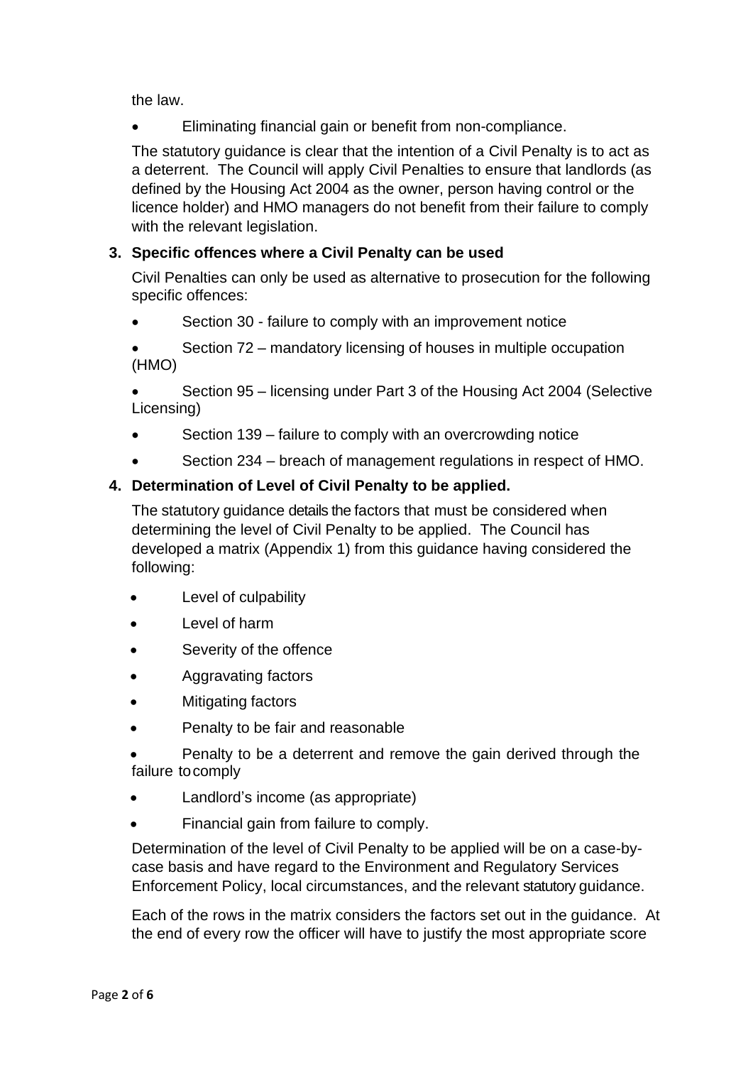the law.

- Eliminating financial gain or benefit from non-compliance.

The statutory guidance is clear that the intention of a Civil Penalty is to act as a deterrent. The Council will apply Civil Penalties to ensure that landlords (as defined by the Housing Act 2004 as the owner, person having control or the licence holder) and HMO managers do not benefit from their failure to comply with the relevant legislation.

**3. Specific offences where a Civil Penalty can be used**

Civil Penalties can only be used as alternative to prosecution for the following specific offences:

- Section 30 - failure to comply with an improvement notice
- Section 72 – mandatory licensing of houses in multiple occupation (HMO)
- Section 95 – licensing under Part 3 of the Housing Act 2004 (Selective Licensing)
- Section 139 – failure to comply with an overcrowding notice
- Section 234 – breach of management regulations in respect of HMO.

**4. Determination of Level of Civil Penalty to be applied.**

The statutory guidance details the factors that must be considered when determining the level of Civil Penalty to be applied. The Council has developed a matrix (Appendix 1) from this guidance having considered the following:

- Level of culpability
- Level of harm
- Severity of the offence
- Aggravating factors
- Mitigating factors
- Penalty to be fair and reasonable
- Penalty to be a deterrent and remove the gain derived through the failure to comply
- Landlord's income (as appropriate)
- Financial gain from failure to comply.

Determination of the level of Civil Penalty to be applied will be on a case-by-case basis and have regard to the Environment and Regulatory Services Enforcement Policy, local circumstances, and the relevant statutory guidance.

Each of the rows in the matrix considers the factors set out in the guidance. At the end of every row the officer will have to justify the most appropriate score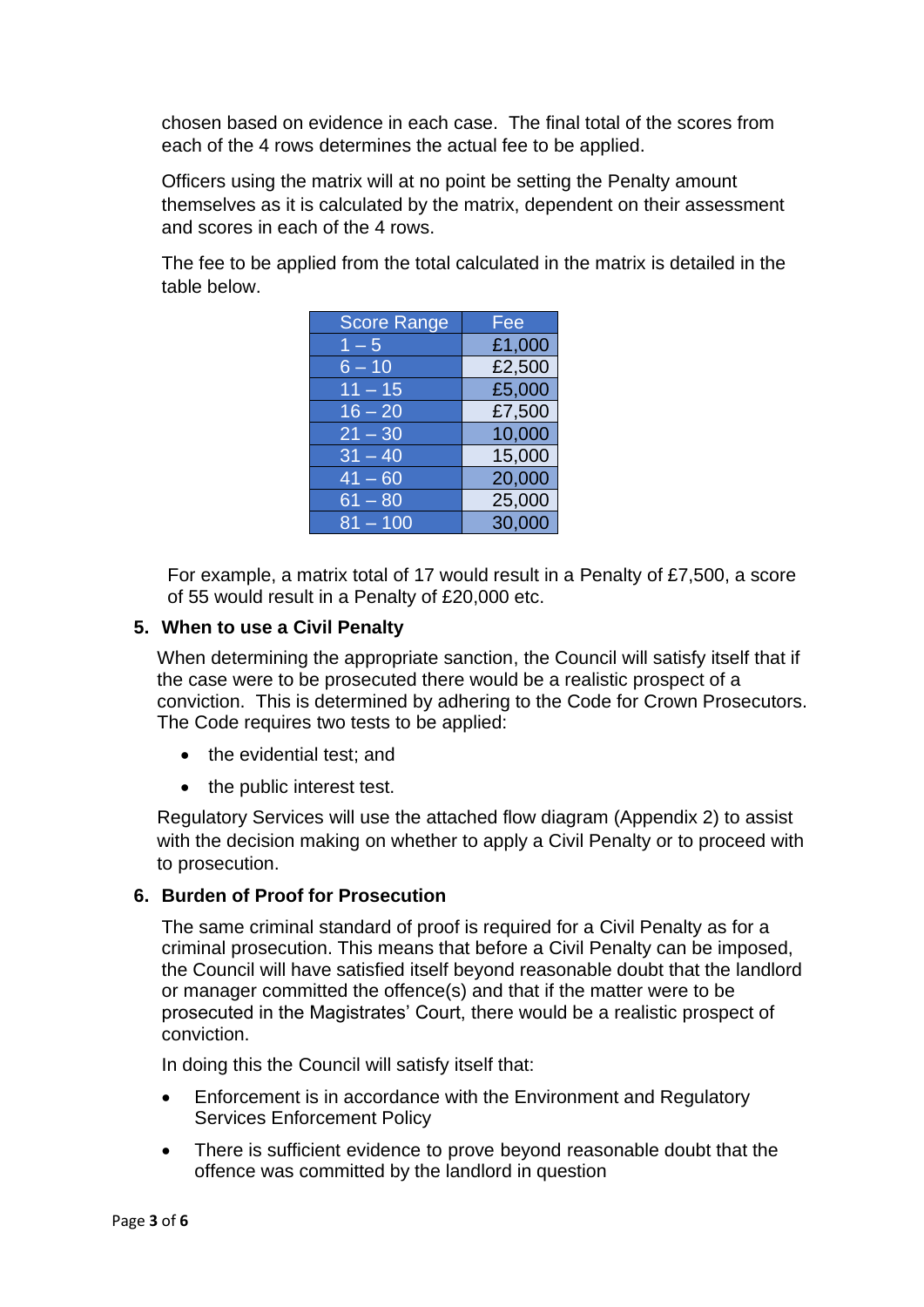chosen based on evidence in each case. The final total of the scores from each of the 4 rows determines the actual fee to be applied.

Officers using the matrix will at no point be setting the Penalty amount themselves as it is calculated by the matrix, dependent on their assessment and scores in each of the 4 rows.

The fee to be applied from the total calculated in the matrix is detailed in the table below.

| Score Range | Fee |
|---|---|
| 1 – 5 | £1,000 |
| 6 – 10 | £2,500 |
| 11 – 15 | £5,000 |
| 16 – 20 | £7,500 |
| 21 – 30 | 10,000 |
| 31 – 40 | 15,000 |
| 41 – 60 | 20,000 |
| 61 – 80 | 25,000 |
| 81 – 100 | 30,000 |

For example, a matrix total of 17 would result in a Penalty of £7,500, a score of 55 would result in a Penalty of £20,000 etc.

## 5. When to use a Civil Penalty

When determining the appropriate sanction, the Council will satisfy itself that if the case were to be prosecuted there would be a realistic prospect of a conviction. This is determined by adhering to the Code for Crown Prosecutors. The Code requires two tests to be applied:

- the evidential test; and
- the public interest test.

Regulatory Services will use the attached flow diagram (Appendix 2) to assist with the decision making on whether to apply a Civil Penalty or to proceed with to prosecution.

## 6. Burden of Proof for Prosecution

The same criminal standard of proof is required for a Civil Penalty as for a criminal prosecution. This means that before a Civil Penalty can be imposed, the Council will have satisfied itself beyond reasonable doubt that the landlord or manager committed the offence(s) and that if the matter were to be prosecuted in the Magistrates' Court, there would be a realistic prospect of conviction.

In doing this the Council will satisfy itself that:

- Enforcement is in accordance with the Environment and Regulatory Services Enforcement Policy
- There is sufficient evidence to prove beyond reasonable doubt that the offence was committed by the landlord in question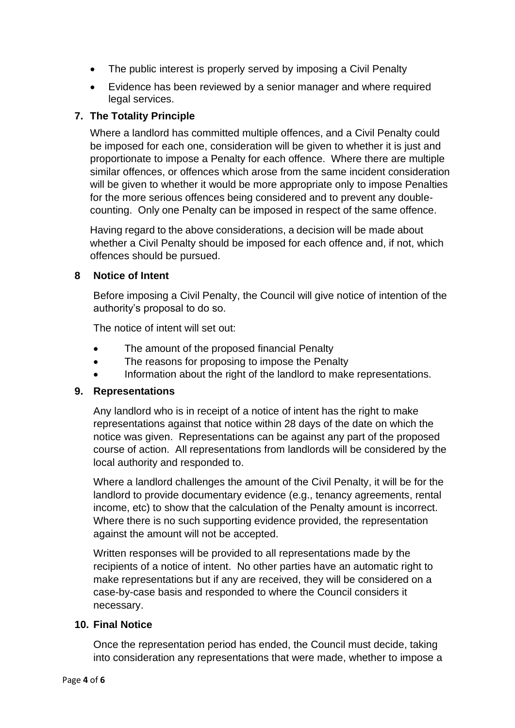- The public interest is properly served by imposing a Civil Penalty
- Evidence has been reviewed by a senior manager and where required legal services.

## 7. The Totality Principle

Where a landlord has committed multiple offences, and a Civil Penalty could be imposed for each one, consideration will be given to whether it is just and proportionate to impose a Penalty for each offence. Where there are multiple similar offences, or offences which arose from the same incident consideration will be given to whether it would be more appropriate only to impose Penalties for the more serious offences being considered and to prevent any double-counting. Only one Penalty can be imposed in respect of the same offence.

Having regard to the above considerations, a decision will be made about whether a Civil Penalty should be imposed for each offence and, if not, which offences should be pursued.

## 8 Notice of Intent

Before imposing a Civil Penalty, the Council will give notice of intention of the authority's proposal to do so.

The notice of intent will set out:

- The amount of the proposed financial Penalty
- The reasons for proposing to impose the Penalty
- Information about the right of the landlord to make representations.

## 9. Representations

Any landlord who is in receipt of a notice of intent has the right to make representations against that notice within 28 days of the date on which the notice was given. Representations can be against any part of the proposed course of action. All representations from landlords will be considered by the local authority and responded to.

Where a landlord challenges the amount of the Civil Penalty, it will be for the landlord to provide documentary evidence (e.g., tenancy agreements, rental income, etc) to show that the calculation of the Penalty amount is incorrect. Where there is no such supporting evidence provided, the representation against the amount will not be accepted.

Written responses will be provided to all representations made by the recipients of a notice of intent. No other parties have an automatic right to make representations but if any are received, they will be considered on a case-by-case basis and responded to where the Council considers it necessary.

## 10. Final Notice

Once the representation period has ended, the Council must decide, taking into consideration any representations that were made, whether to impose a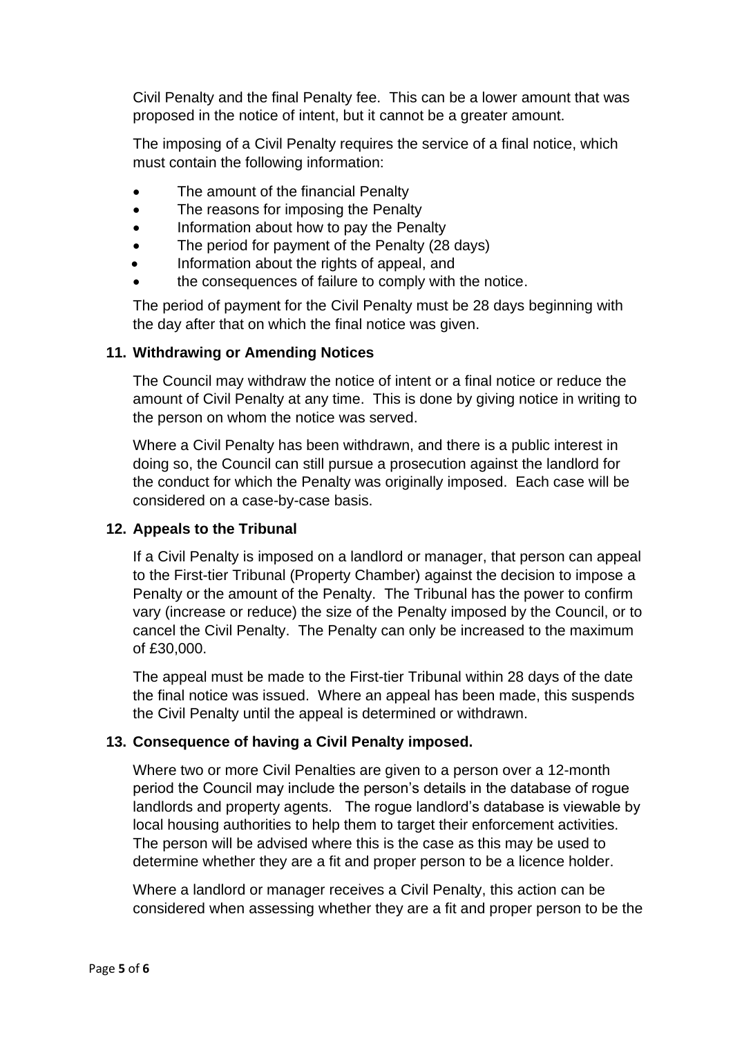Civil Penalty and the final Penalty fee. This can be a lower amount that was proposed in the notice of intent, but it cannot be a greater amount.

The imposing of a Civil Penalty requires the service of a final notice, which must contain the following information:

- The amount of the financial Penalty
- The reasons for imposing the Penalty
- Information about how to pay the Penalty
- The period for payment of the Penalty (28 days)
- Information about the rights of appeal, and
- the consequences of failure to comply with the notice.

The period of payment for the Civil Penalty must be 28 days beginning with the day after that on which the final notice was given.

## 11. Withdrawing or Amending Notices

The Council may withdraw the notice of intent or a final notice or reduce the amount of Civil Penalty at any time. This is done by giving notice in writing to the person on whom the notice was served.

Where a Civil Penalty has been withdrawn, and there is a public interest in doing so, the Council can still pursue a prosecution against the landlord for the conduct for which the Penalty was originally imposed. Each case will be considered on a case-by-case basis.

## 12. Appeals to the Tribunal

If a Civil Penalty is imposed on a landlord or manager, that person can appeal to the First-tier Tribunal (Property Chamber) against the decision to impose a Penalty or the amount of the Penalty. The Tribunal has the power to confirm vary (increase or reduce) the size of the Penalty imposed by the Council, or to cancel the Civil Penalty. The Penalty can only be increased to the maximum of £30,000.

The appeal must be made to the First-tier Tribunal within 28 days of the date the final notice was issued. Where an appeal has been made, this suspends the Civil Penalty until the appeal is determined or withdrawn.

## 13. Consequence of having a Civil Penalty imposed.

Where two or more Civil Penalties are given to a person over a 12-month period the Council may include the person's details in the database of rogue landlords and property agents. The rogue landlord's database is viewable by local housing authorities to help them to target their enforcement activities. The person will be advised where this is the case as this may be used to determine whether they are a fit and proper person to be a licence holder.

Where a landlord or manager receives a Civil Penalty, this action can be considered when assessing whether they are a fit and proper person to be the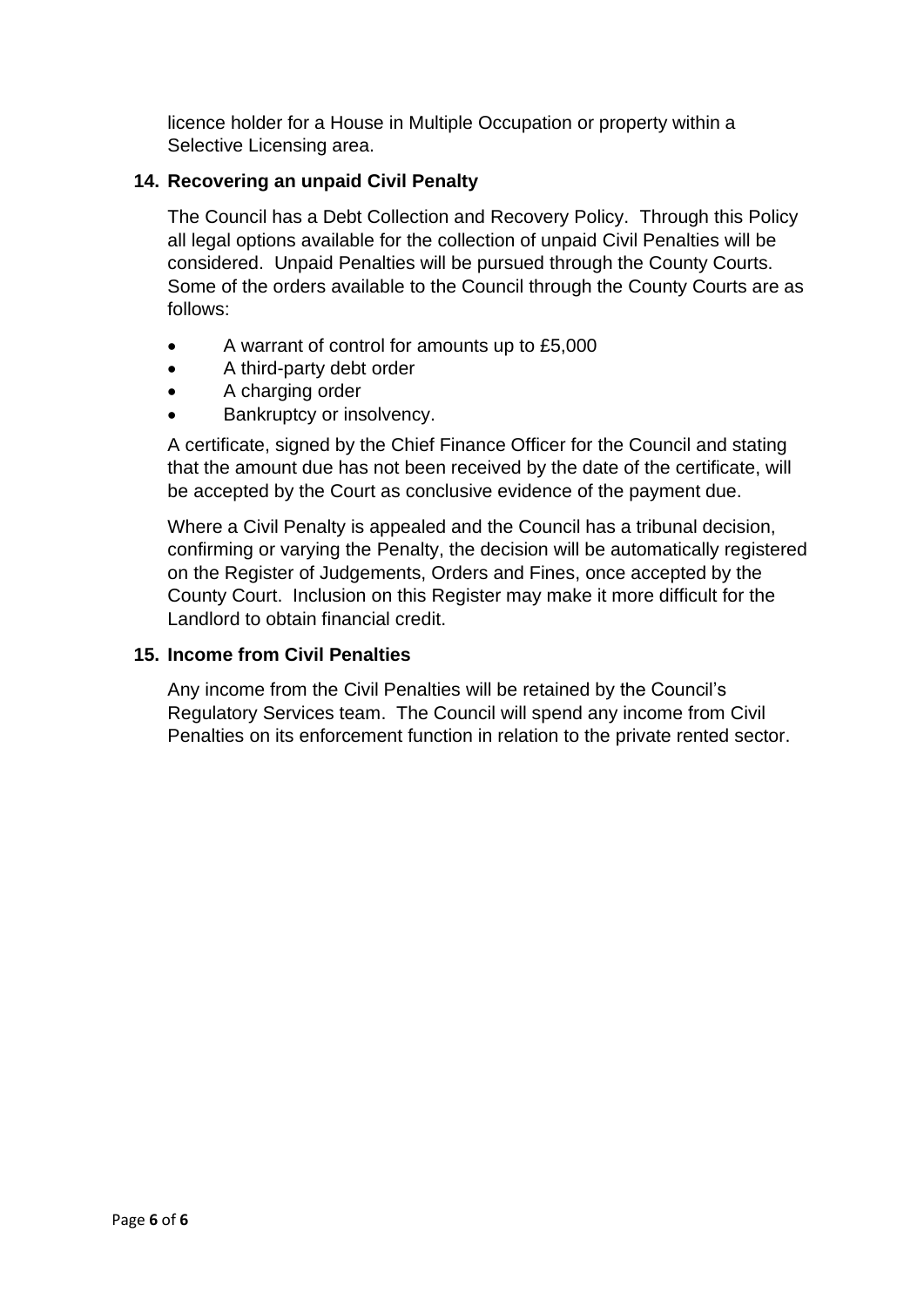licence holder for a House in Multiple Occupation or property within a Selective Licensing area.

## 14. Recovering an unpaid Civil Penalty

The Council has a Debt Collection and Recovery Policy. Through this Policy all legal options available for the collection of unpaid Civil Penalties will be considered. Unpaid Penalties will be pursued through the County Courts. Some of the orders available to the Council through the County Courts are as follows:

- A warrant of control for amounts up to £5,000
- A third-party debt order
- A charging order
- Bankruptcy or insolvency.

A certificate, signed by the Chief Finance Officer for the Council and stating that the amount due has not been received by the date of the certificate, will be accepted by the Court as conclusive evidence of the payment due.

Where a Civil Penalty is appealed and the Council has a tribunal decision, confirming or varying the Penalty, the decision will be automatically registered on the Register of Judgements, Orders and Fines, once accepted by the County Court. Inclusion on this Register may make it more difficult for the Landlord to obtain financial credit.

## 15. Income from Civil Penalties

Any income from the Civil Penalties will be retained by the Council's Regulatory Services team. The Council will spend any income from Civil Penalties on its enforcement function in relation to the private rented sector.